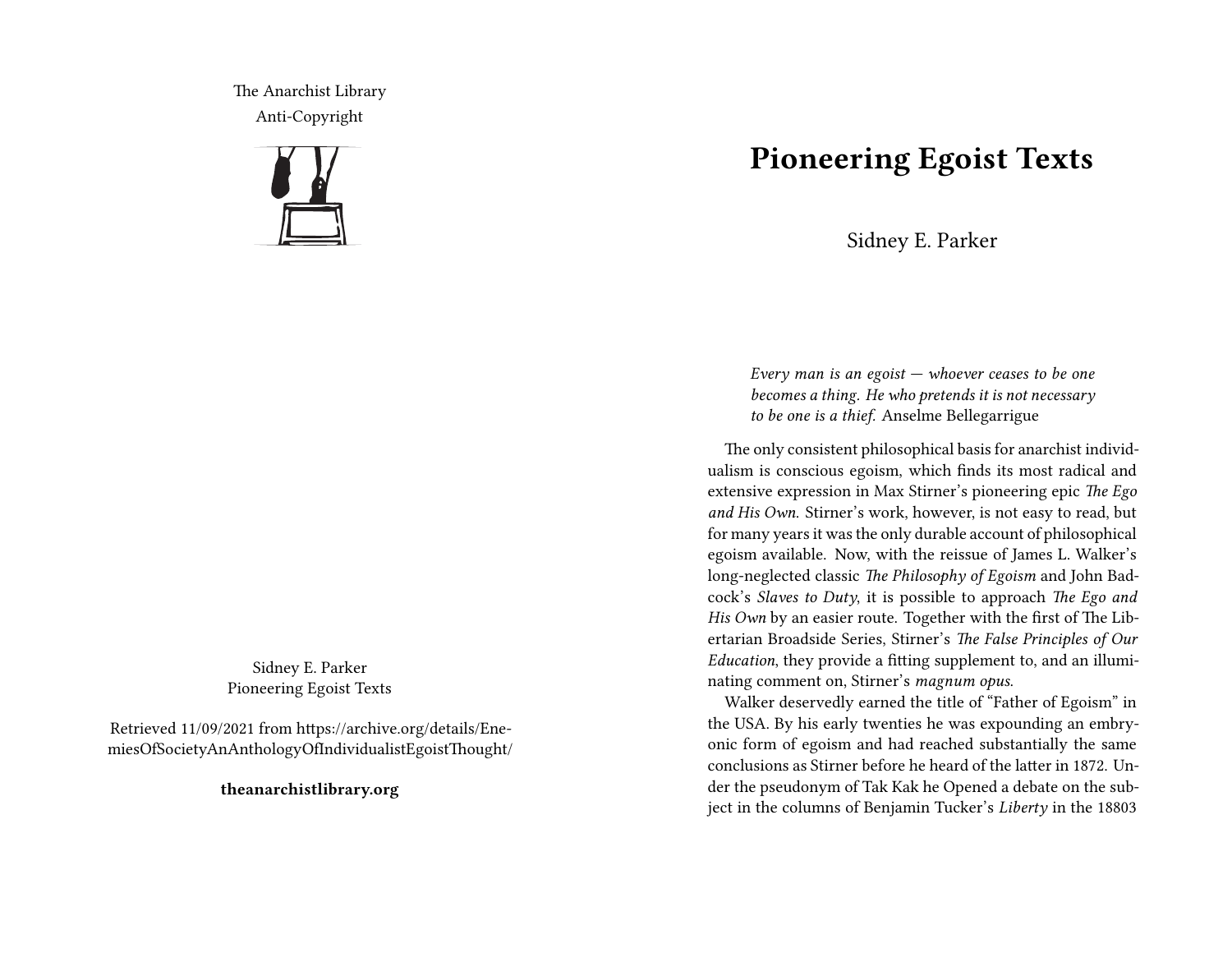The Anarchist Library
Anti-Copyright

Sidney E. Parker
Pioneering Egoist Texts

Retrieved 11/09/2021 from https://archive.org/details/EnemiesOfSocietyAnAnthologyOfIndividualistEgoistThought/

**theanarchistlibrary.org**

# Pioneering Egoist Texts

Sidney E. Parker

> *Every man is an egoist — whoever ceases to be one becomes a thing. He who pretends it is not necessary to be one is a thief.* Anselme Bellegarrigue

The only consistent philosophical basis for anarchist individualism is conscious egoism, which finds its most radical and extensive expression in Max Stirner's pioneering epic *The Ego and His Own*. Stirner's work, however, is not easy to read, but for many years it was the only durable account of philosophical egoism available. Now, with the reissue of James L. Walker's long-neglected classic *The Philosophy of Egoism* and John Badcock's *Slaves to Duty*, it is possible to approach *The Ego and His Own* by an easier route. Together with the first of The Libertarian Broadside Series, Stirner's *The False Principles of Our Education*, they provide a fitting supplement to, and an illuminating comment on, Stirner's *magnum opus*.

Walker deservedly earned the title of "Father of Egoism" in the USA. By his early twenties he was expounding an embryonic form of egoism and had reached substantially the same conclusions as Stirner before he heard of the latter in 1872. Under the pseudonym of Tak Kak he Opened a debate on the subject in the columns of Benjamin Tucker's *Liberty* in the 18803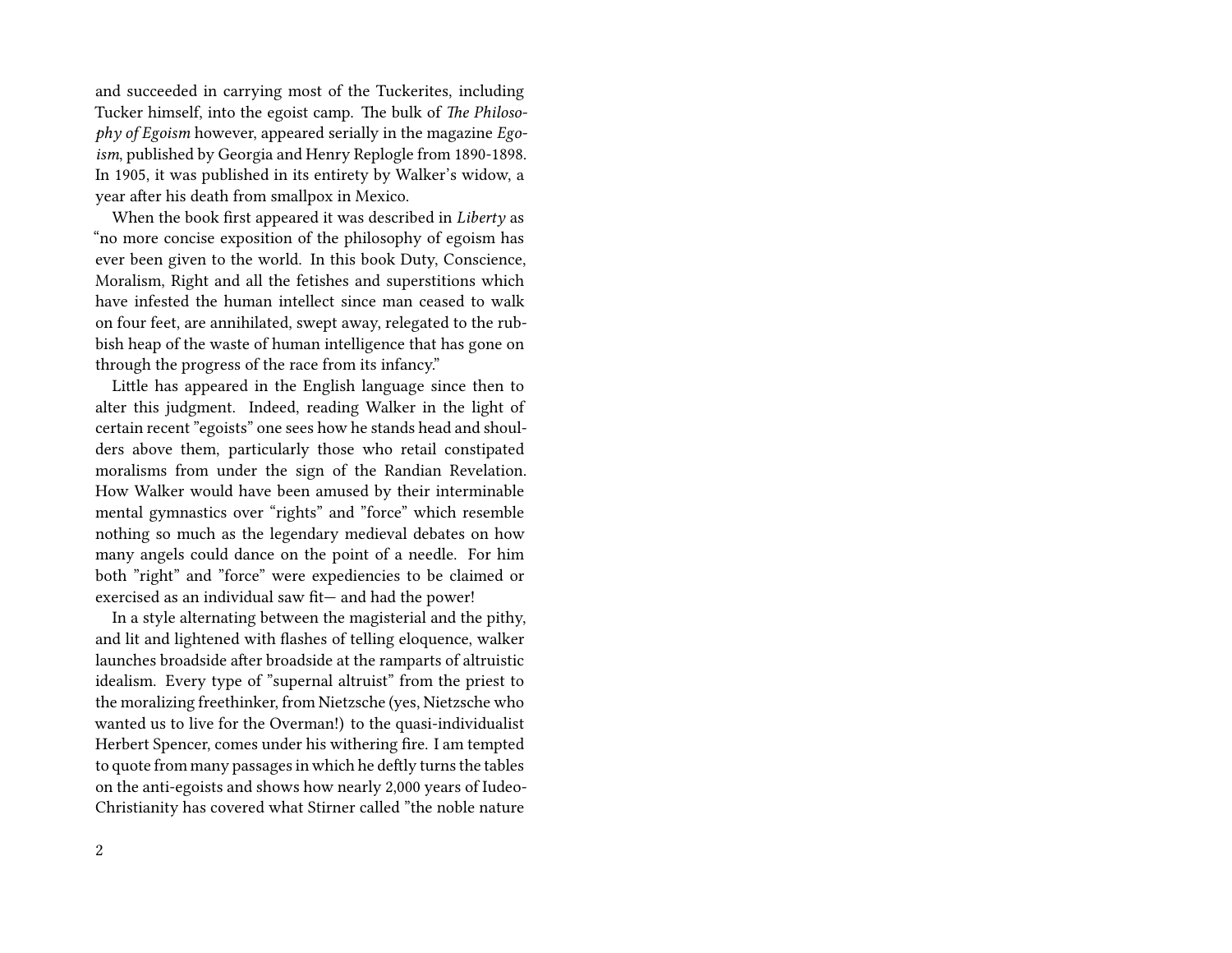and succeeded in carrying most of the Tuckerites, including Tucker himself, into the egoist camp. The bulk of *The Philosophy of Egoism* however, appeared serially in the magazine *Egoism*, published by Georgia and Henry Replogle from 1890-1898. In 1905, it was published in its entirety by Walker's widow, a year after his death from smallpox in Mexico.

When the book first appeared it was described in *Liberty* as "no more concise exposition of the philosophy of egoism has ever been given to the world. In this book Duty, Conscience, Moralism, Right and all the fetishes and superstitions which have infested the human intellect since man ceased to walk on four feet, are annihilated, swept away, relegated to the rubbish heap of the waste of human intelligence that has gone on through the progress of the race from its infancy."

Little has appeared in the English language since then to alter this judgment. Indeed, reading Walker in the light of certain recent "egoists" one sees how he stands head and shoulders above them, particularly those who retail constipated moralisms from under the sign of the Randian Revelation. How Walker would have been amused by their interminable mental gymnastics over "rights" and "force" which resemble nothing so much as the legendary medieval debates on how many angels could dance on the point of a needle. For him both "right" and "force" were expediencies to be claimed or exercised as an individual saw fit— and had the power!

In a style alternating between the magisterial and the pithy, and lit and lightened with flashes of telling eloquence, walker launches broadside after broadside at the ramparts of altruistic idealism. Every type of "supernal altruist" from the priest to the moralizing freethinker, from Nietzsche (yes, Nietzsche who wanted us to live for the Overman!) to the quasi-individualist Herbert Spencer, comes under his withering fire. I am tempted to quote from many passages in which he deftly turns the tables on the anti-egoists and shows how nearly 2,000 years of Iudeo-Christianity has covered what Stirner called "the noble nature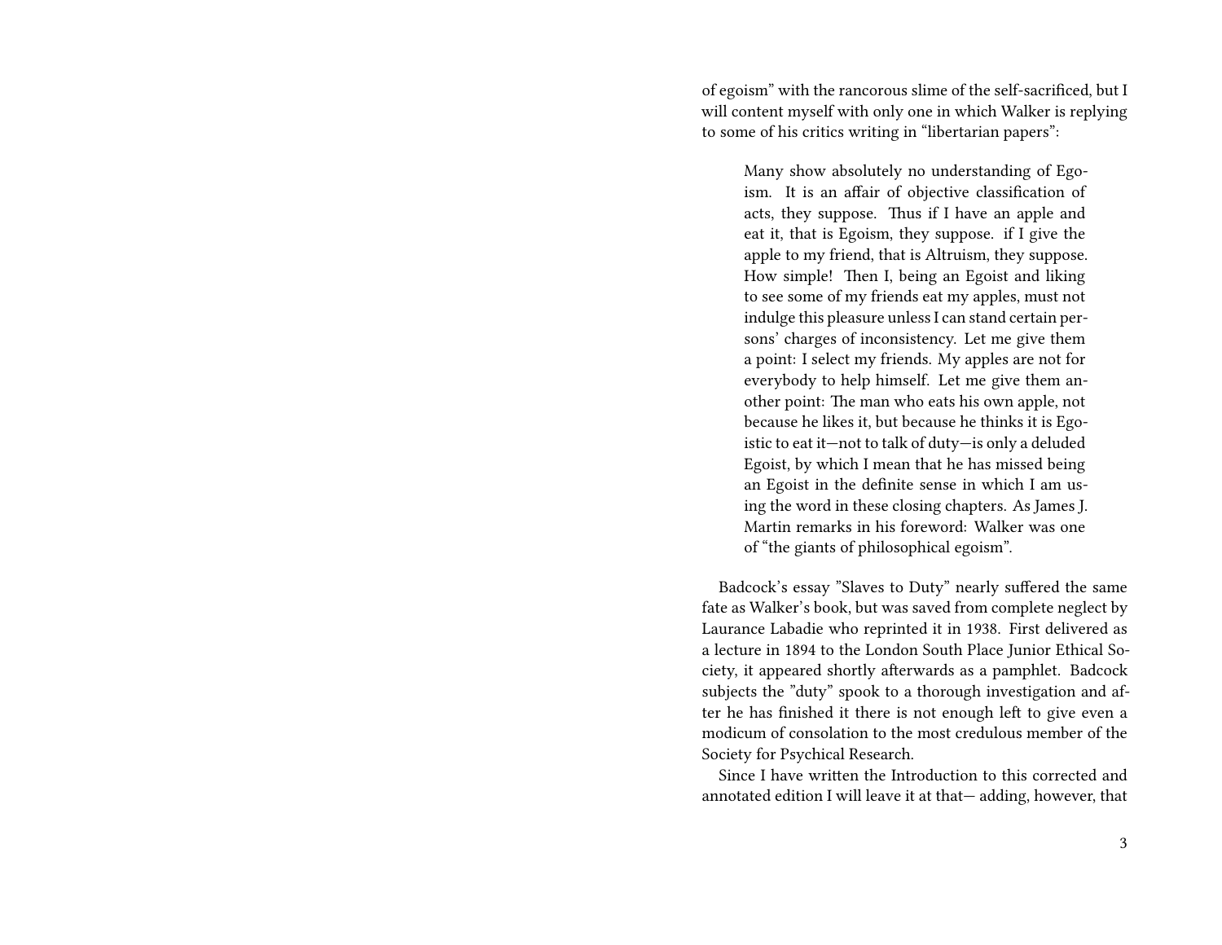of egoism" with the rancorous slime of the self-sacrificed, but I will content myself with only one in which Walker is replying to some of his critics writing in "libertarian papers":

> Many show absolutely no understanding of Egoism. It is an affair of objective classification of acts, they suppose. Thus if I have an apple and eat it, that is Egoism, they suppose. if I give the apple to my friend, that is Altruism, they suppose. How simple! Then I, being an Egoist and liking to see some of my friends eat my apples, must not indulge this pleasure unless I can stand certain persons' charges of inconsistency. Let me give them a point: I select my friends. My apples are not for everybody to help himself. Let me give them another point: The man who eats his own apple, not because he likes it, but because he thinks it is Egoistic to eat it—not to talk of duty—is only a deluded Egoist, by which I mean that he has missed being an Egoist in the definite sense in which I am using the word in these closing chapters. As James J. Martin remarks in his foreword: Walker was one of "the giants of philosophical egoism".

Badcock's essay "Slaves to Duty" nearly suffered the same fate as Walker's book, but was saved from complete neglect by Laurance Labadie who reprinted it in 1938. First delivered as a lecture in 1894 to the London South Place Junior Ethical Society, it appeared shortly afterwards as a pamphlet. Badcock subjects the "duty" spook to a thorough investigation and after he has finished it there is not enough left to give even a modicum of consolation to the most credulous member of the Society for Psychical Research.

Since I have written the Introduction to this corrected and annotated edition I will leave it at that— adding, however, that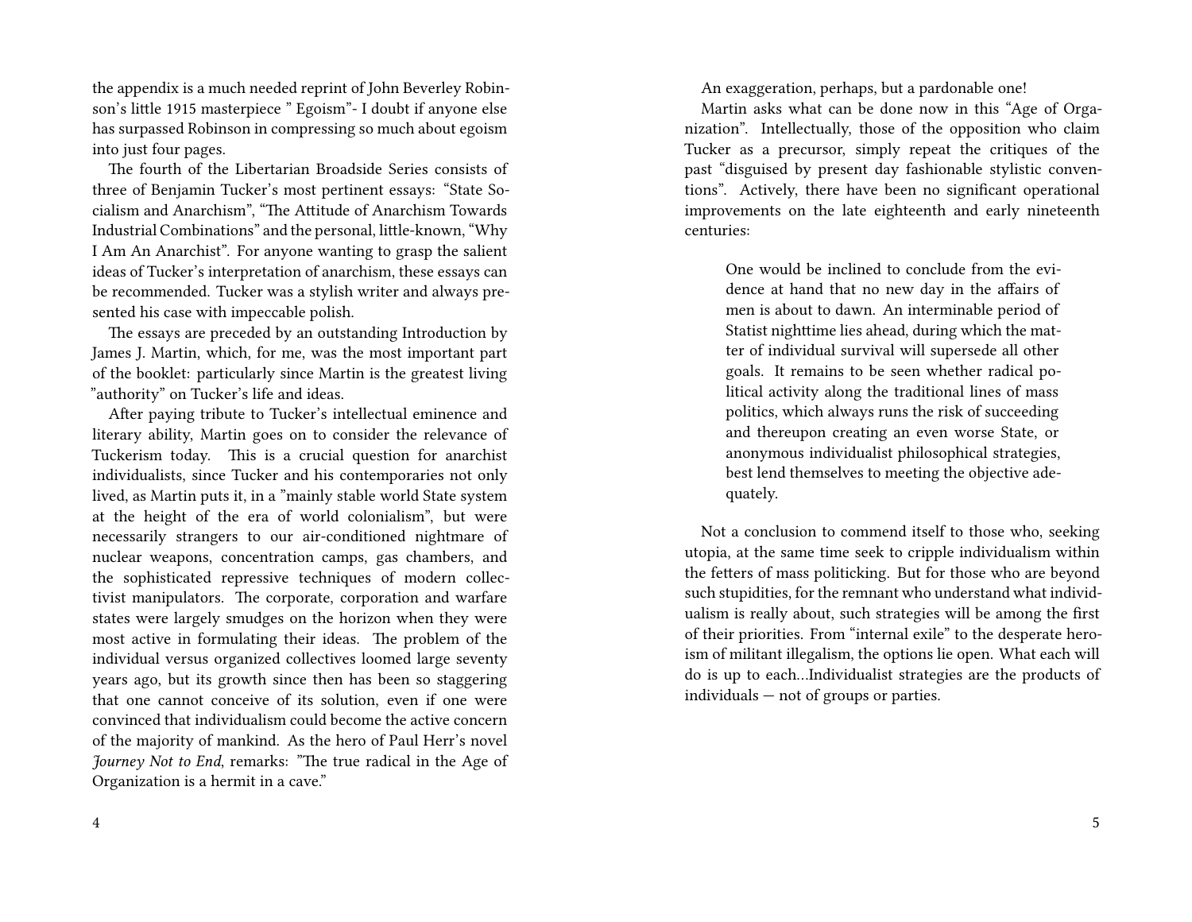the appendix is a much needed reprint of John Beverley Robinson's little 1915 masterpiece " Egoism"- I doubt if anyone else has surpassed Robinson in compressing so much about egoism into just four pages.

The fourth of the Libertarian Broadside Series consists of three of Benjamin Tucker's most pertinent essays: "State Socialism and Anarchism", "The Attitude of Anarchism Towards Industrial Combinations" and the personal, little-known, "Why I Am An Anarchist". For anyone wanting to grasp the salient ideas of Tucker's interpretation of anarchism, these essays can be recommended. Tucker was a stylish writer and always presented his case with impeccable polish.

The essays are preceded by an outstanding Introduction by James J. Martin, which, for me, was the most important part of the booklet: particularly since Martin is the greatest living "authority" on Tucker's life and ideas.

After paying tribute to Tucker's intellectual eminence and literary ability, Martin goes on to consider the relevance of Tuckerism today. This is a crucial question for anarchist individualists, since Tucker and his contemporaries not only lived, as Martin puts it, in a "mainly stable world State system at the height of the era of world colonialism", but were necessarily strangers to our air-conditioned nightmare of nuclear weapons, concentration camps, gas chambers, and the sophisticated repressive techniques of modern collectivist manipulators. The corporate, corporation and warfare states were largely smudges on the horizon when they were most active in formulating their ideas. The problem of the individual versus organized collectives loomed large seventy years ago, but its growth since then has been so staggering that one cannot conceive of its solution, even if one were convinced that individualism could become the active concern of the majority of mankind. As the hero of Paul Herr's novel *Journey Not to End*, remarks: "The true radical in the Age of Organization is a hermit in a cave."

An exaggeration, perhaps, but a pardonable one!

Martin asks what can be done now in this "Age of Organization". Intellectually, those of the opposition who claim Tucker as a precursor, simply repeat the critiques of the past "disguised by present day fashionable stylistic conventions". Actively, there have been no significant operational improvements on the late eighteenth and early nineteenth centuries:

> One would be inclined to conclude from the evidence at hand that no new day in the affairs of men is about to dawn. An interminable period of Statist nighttime lies ahead, during which the matter of individual survival will supersede all other goals. It remains to be seen whether radical political activity along the traditional lines of mass politics, which always runs the risk of succeeding and thereupon creating an even worse State, or anonymous individualist philosophical strategies, best lend themselves to meeting the objective adequately.

Not a conclusion to commend itself to those who, seeking utopia, at the same time seek to cripple individualism within the fetters of mass politicking. But for those who are beyond such stupidities, for the remnant who understand what individualism is really about, such strategies will be among the first of their priorities. From "internal exile" to the desperate heroism of militant illegalism, the options lie open. What each will do is up to each…Individualist strategies are the products of individuals — not of groups or parties.